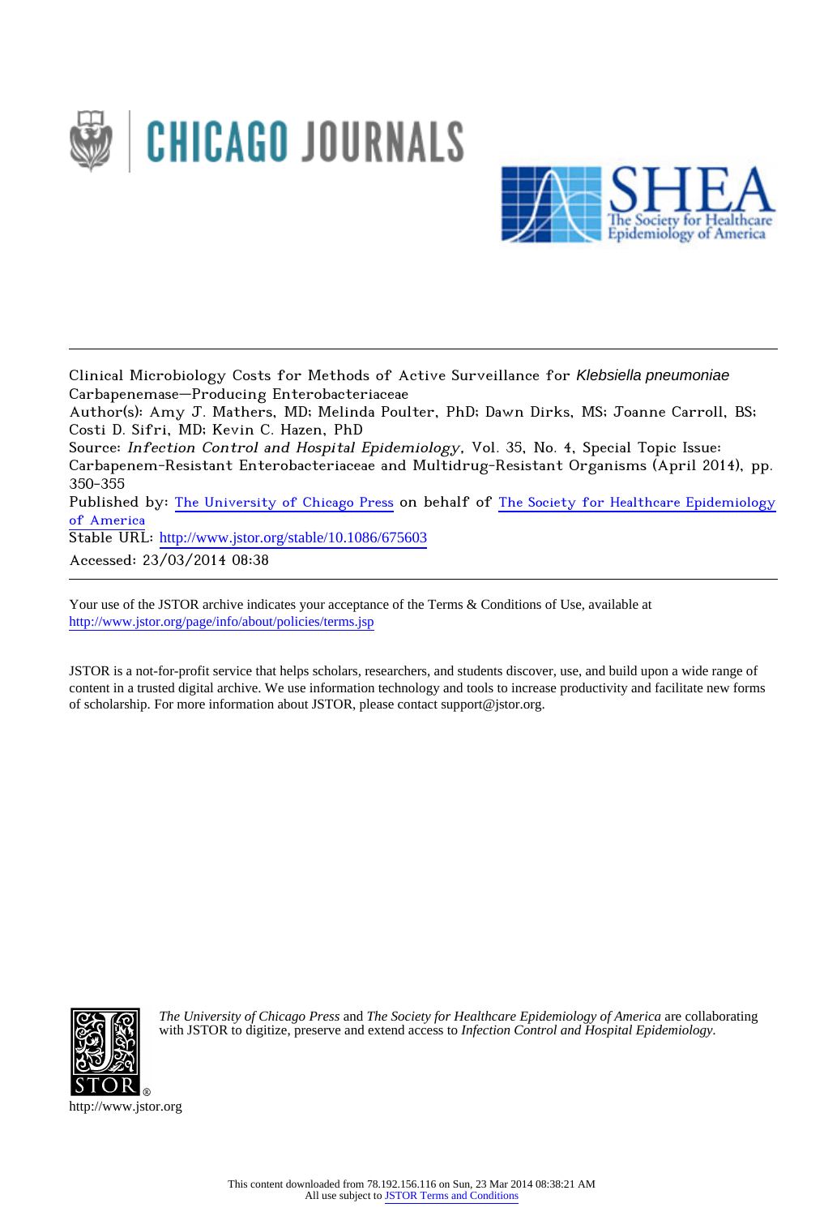Clinical Microbiology Costs for Methods of Active Surveillance for *Klebsiella pneumoniae* Carbapenemase–Producing Enterobacteriaceae

Author(s): Amy J. Mathers, MD; Melinda Poulter, PhD; Dawn Dirks, MS; Joanne Carroll, BS; Costi D. Sifri, MD; Kevin C. Hazen, PhD

Source: *Infection Control and Hospital Epidemiology*, Vol. 35, No. 4, Special Topic Issue: Carbapenem-Resistant Enterobacteriaceae and Multidrug-Resistant Organisms (April 2014), pp. 350-355

Published by: The University of Chicago Press on behalf of The Society for Healthcare Epidemiology of America

Stable URL: http://www.jstor.org/stable/10.1086/675603

Accessed: 23/03/2014 08:38

Your use of the JSTOR archive indicates your acceptance of the Terms & Conditions of Use, available at http://www.jstor.org/page/info/about/policies/terms.jsp

JSTOR is a not-for-profit service that helps scholars, researchers, and students discover, use, and build upon a wide range of content in a trusted digital archive. We use information technology and tools to increase productivity and facilitate new forms of scholarship. For more information about JSTOR, please contact support@jstor.org.

*The University of Chicago Press* and *The Society for Healthcare Epidemiology of America* are collaborating with JSTOR to digitize, preserve and extend access to *Infection Control and Hospital Epidemiology.*

http://www.jstor.org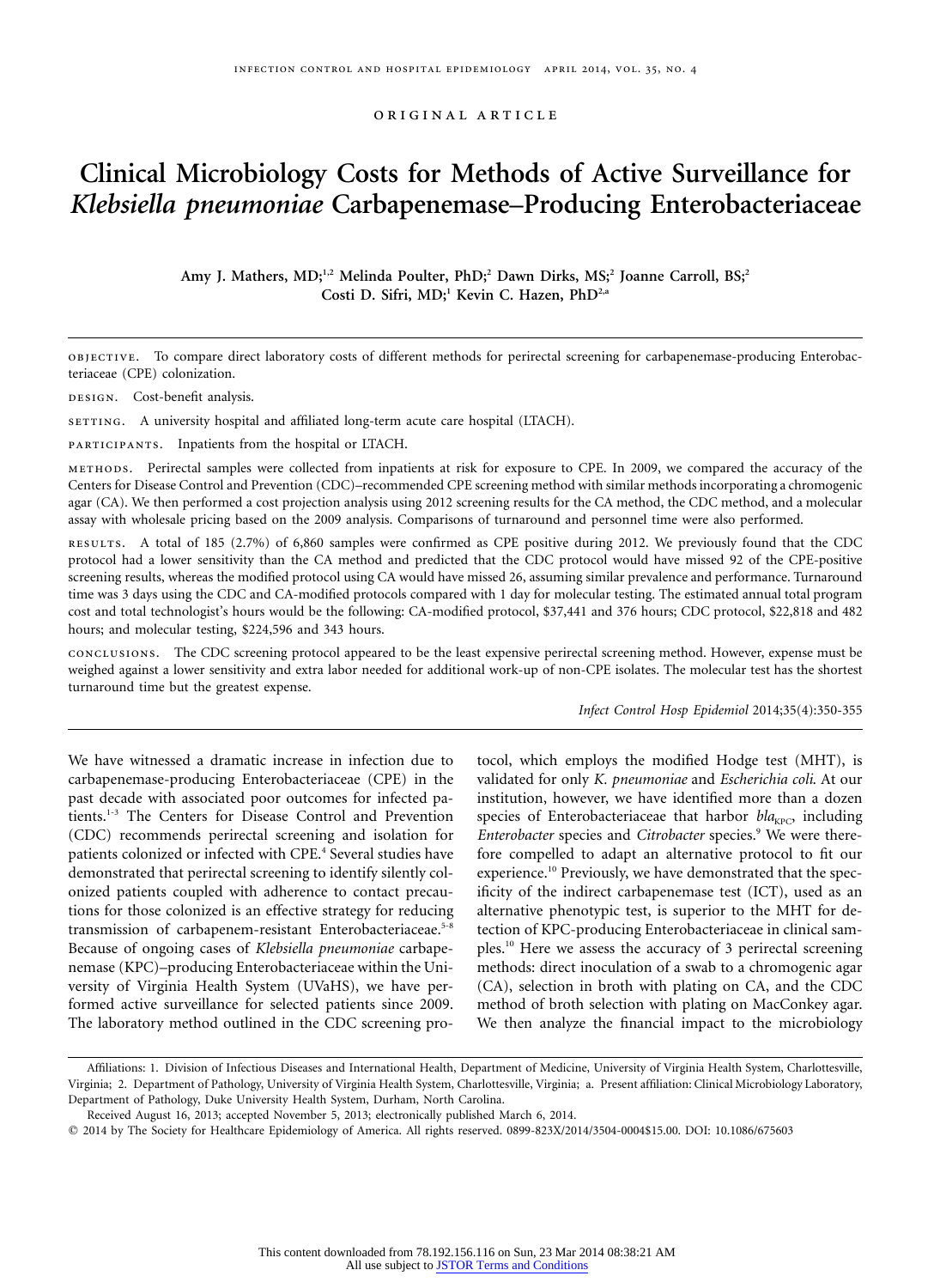# Clinical Microbiology Costs for Methods of Active Surveillance for *Klebsiella pneumoniae* Carbapenemase–Producing Enterobacteriaceae

**Amy J. Mathers, MD;[1,2] Melinda Poulter, PhD;[2] Dawn Dirks, MS;[2] Joanne Carroll, BS;[2] Costi D. Sifri, MD;[1] Kevin C. Hazen, PhD[2,a]**

**OBJECTIVE.** To compare direct laboratory costs of different methods for perirectal screening for carbapenemase-producing Enterobacteriaceae (CPE) colonization.

**DESIGN.** Cost-benefit analysis.

**SETTING.** A university hospital and affiliated long-term acute care hospital (LTACH).

**PARTICIPANTS.** Inpatients from the hospital or LTACH.

**METHODS.** Perirectal samples were collected from inpatients at risk for exposure to CPE. In 2009, we compared the accuracy of the Centers for Disease Control and Prevention (CDC)–recommended CPE screening method with similar methods incorporating a chromogenic agar (CA). We then performed a cost projection analysis using 2012 screening results for the CA method, the CDC method, and a molecular assay with wholesale pricing based on the 2009 analysis. Comparisons of turnaround and personnel time were also performed.

**RESULTS.** A total of 185 (2.7%) of 6,860 samples were confirmed as CPE positive during 2012. We previously found that the CDC protocol had a lower sensitivity than the CA method and predicted that the CDC protocol would have missed 92 of the CPE-positive screening results, whereas the modified protocol using CA would have missed 26, assuming similar prevalence and performance. Turnaround time was 3 days using the CDC and CA-modified protocols compared with 1 day for molecular testing. The estimated annual total program cost and total technologist's hours would be the following: CA-modified protocol, $37,441 and 376 hours; CDC protocol, $22,818 and 482 hours; and molecular testing, $224,596 and 343 hours.

**CONCLUSIONS.** The CDC screening protocol appeared to be the least expensive perirectal screening method. However, expense must be weighed against a lower sensitivity and extra labor needed for additional work-up of non-CPE isolates. The molecular test has the shortest turnaround time but the greatest expense.

*Infect Control Hosp Epidemiol* 2014;35(4):350-355

We have witnessed a dramatic increase in infection due to carbapenemase-producing Enterobacteriaceae (CPE) in the past decade with associated poor outcomes for infected patients.[1-3] The Centers for Disease Control and Prevention (CDC) recommends perirectal screening and isolation for patients colonized or infected with CPE.[4] Several studies have demonstrated that perirectal screening to identify silently colonized patients coupled with adherence to contact precautions for those colonized is an effective strategy for reducing transmission of carbapenem-resistant Enterobacteriaceae.[5-8] Because of ongoing cases of *Klebsiella pneumoniae* carbapenemase (KPC)–producing Enterobacteriaceae within the University of Virginia Health System (UVaHS), we have performed active surveillance for selected patients since 2009. The laboratory method outlined in the CDC screening protocol, which employs the modified Hodge test (MHT), is validated for only *K. pneumoniae* and *Escherichia coli*. At our institution, however, we have identified more than a dozen species of Enterobacteriaceae that harbor $bla_{KPC}$, including *Enterobacter* species and *Citrobacter* species.[9] We were therefore compelled to adapt an alternative protocol to fit our experience.[10] Previously, we have demonstrated that the specificity of the indirect carbapenemase test (ICT), used as an alternative phenotypic test, is superior to the MHT for detection of KPC-producing Enterobacteriaceae in clinical samples.[10] Here we assess the accuracy of 3 perirectal screening methods: direct inoculation of a swab to a chromogenic agar (CA), selection in broth with plating on CA, and the CDC method of broth selection with plating on MacConkey agar. We then analyze the financial impact to the microbiology

Affiliations: 1. Division of Infectious Diseases and International Health, Department of Medicine, University of Virginia Health System, Charlottesville, Virginia; 2. Department of Pathology, University of Virginia Health System, Charlottesville, Virginia; a. Present affiliation: Clinical Microbiology Laboratory, Department of Pathology, Duke University Health System, Durham, North Carolina.

Received August 16, 2013; accepted November 5, 2013; electronically published March 6, 2014.

© 2014 by The Society for Healthcare Epidemiology of America. All rights reserved. 0899-823X/2014/3504-0004$15.00. DOI: 10.1086/675603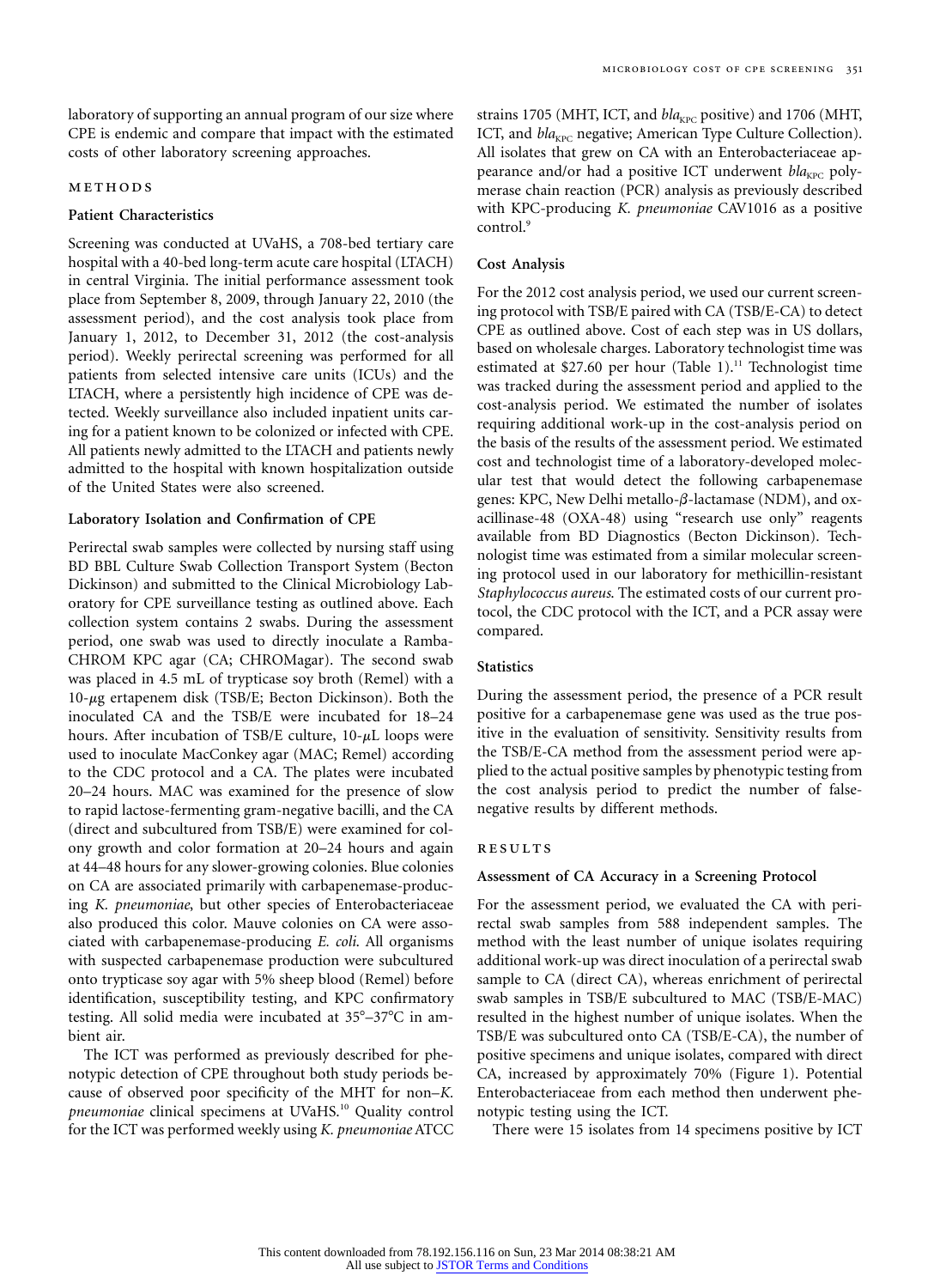laboratory of supporting an annual program of our size where CPE is endemic and compare that impact with the estimated costs of other laboratory screening approaches.

## METHODS

### Patient Characteristics

Screening was conducted at UVaHS, a 708-bed tertiary care hospital with a 40-bed long-term acute care hospital (LTACH) in central Virginia. The initial performance assessment took place from September 8, 2009, through January 22, 2010 (the assessment period), and the cost analysis took place from January 1, 2012, to December 31, 2012 (the cost-analysis period). Weekly perirectal screening was performed for all patients from selected intensive care units (ICUs) and the LTACH, where a persistently high incidence of CPE was detected. Weekly surveillance also included inpatient units caring for a patient known to be colonized or infected with CPE. All patients newly admitted to the LTACH and patients newly admitted to the hospital with known hospitalization outside of the United States were also screened.

### Laboratory Isolation and Confirmation of CPE

Perirectal swab samples were collected by nursing staff using BD BBL Culture Swab Collection Transport System (Becton Dickinson) and submitted to the Clinical Microbiology Laboratory for CPE surveillance testing as outlined above. Each collection system contains 2 swabs. During the assessment period, one swab was used to directly inoculate a Ramba-CHROM KPC agar (CA; CHROMagar). The second swab was placed in 4.5 mL of trypticase soy broth (Remel) with a 10-$\mu$g ertapenem disk (TSB/E; Becton Dickinson). Both the inoculated CA and the TSB/E were incubated for 18–24 hours. After incubation of TSB/E culture, 10-$\mu$L loops were used to inoculate MacConkey agar (MAC; Remel) according to the CDC protocol and a CA. The plates were incubated 20–24 hours. MAC was examined for the presence of slow to rapid lactose-fermenting gram-negative bacilli, and the CA (direct and subcultured from TSB/E) were examined for colony growth and color formation at 20–24 hours and again at 44–48 hours for any slower-growing colonies. Blue colonies on CA are associated primarily with carbapenemase-producing *K. pneumoniae*, but other species of Enterobacteriaceae also produced this color. Mauve colonies on CA were associated with carbapenemase-producing *E. coli*. All organisms with suspected carbapenemase production were subcultured onto trypticase soy agar with 5% sheep blood (Remel) before identification, susceptibility testing, and KPC confirmatory testing. All solid media were incubated at 35°–37°C in ambient air.

The ICT was performed as previously described for phenotypic detection of CPE throughout both study periods because of observed poor specificity of the MHT for non–*K. pneumoniae* clinical specimens at UVaHS.[10] Quality control for the ICT was performed weekly using *K. pneumoniae* ATCC strains 1705 (MHT, ICT, and $bla_{KPC}$ positive) and 1706 (MHT, ICT, and $bla_{KPC}$ negative; American Type Culture Collection). All isolates that grew on CA with an Enterobacteriaceae appearance and/or had a positive ICT underwent $bla_{KPC}$ polymerase chain reaction (PCR) analysis as previously described with KPC-producing *K. pneumoniae* CAV1016 as a positive control.[9]

### Cost Analysis

For the 2012 cost analysis period, we used our current screening protocol with TSB/E paired with CA (TSB/E-CA) to detect CPE as outlined above. Cost of each step was in US dollars, based on wholesale charges. Laboratory technologist time was estimated at $27.60 per hour (Table 1).[11] Technologist time was tracked during the assessment period and applied to the cost-analysis period. We estimated the number of isolates requiring additional work-up in the cost-analysis period on the basis of the results of the assessment period. We estimated cost and technologist time of a laboratory-developed molecular test that would detect the following carbapenemase genes: KPC, New Delhi metallo-$\beta$-lactamase (NDM), and oxacillinase-48 (OXA-48) using "research use only" reagents available from BD Diagnostics (Becton Dickinson). Technologist time was estimated from a similar molecular screening protocol used in our laboratory for methicillin-resistant *Staphylococcus aureus*. The estimated costs of our current protocol, the CDC protocol with the ICT, and a PCR assay were compared.

### Statistics

During the assessment period, the presence of a PCR result positive for a carbapenemase gene was used as the true positive in the evaluation of sensitivity. Sensitivity results from the TSB/E-CA method from the assessment period were applied to the actual positive samples by phenotypic testing from the cost analysis period to predict the number of false-negative results by different methods.

## RESULTS

### Assessment of CA Accuracy in a Screening Protocol

For the assessment period, we evaluated the CA with perirectal swab samples from 588 independent samples. The method with the least number of unique isolates requiring additional work-up was direct inoculation of a perirectal swab sample to CA (direct CA), whereas enrichment of perirectal swab samples in TSB/E subcultured to MAC (TSB/E-MAC) resulted in the highest number of unique isolates. When the TSB/E was subcultured onto CA (TSB/E-CA), the number of positive specimens and unique isolates, compared with direct CA, increased by approximately 70% (Figure 1). Potential Enterobacteriaceae from each method then underwent phenotypic testing using the ICT.

There were 15 isolates from 14 specimens positive by ICT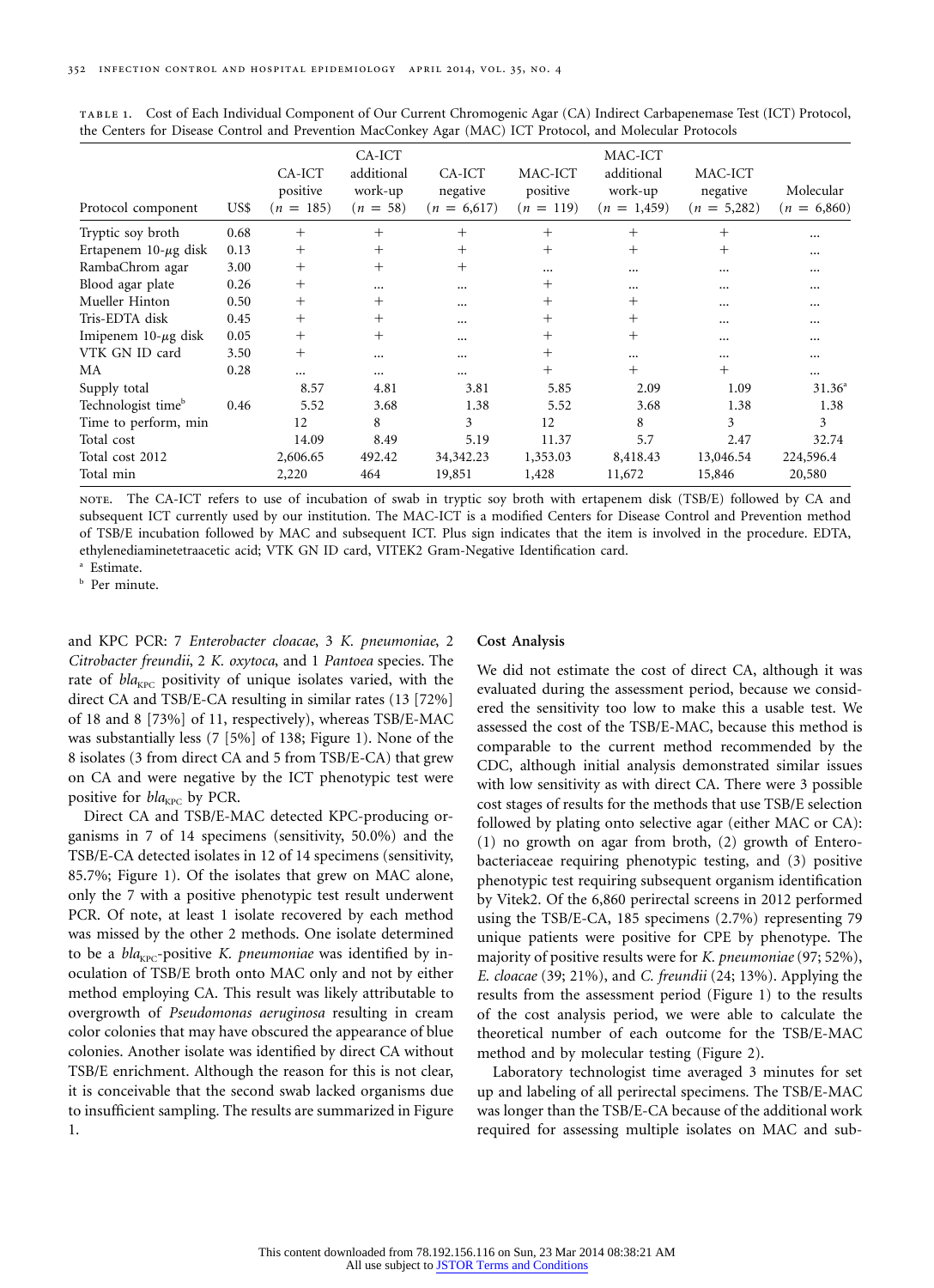TABLE 1. Cost of Each Individual Component of Our Current Chromogenic Agar (CA) Indirect Carbapenemase Test (ICT) Protocol, the Centers for Disease Control and Prevention MacConkey Agar (MAC) ICT Protocol, and Molecular Protocols

| Protocol component | US$ | CA-ICT positive (n = 185) | CA-ICT additional work-up (n = 58) | CA-ICT negative (n = 6,617) | MAC-ICT positive (n = 119) | MAC-ICT additional work-up (n = 1,459) | MAC-ICT negative (n = 5,282) | Molecular (n = 6,860) |
|---|---|---|---|---|---|---|---|---|
| Tryptic soy broth | 0.68 | + | + | + | + | + | + | ... |
| Ertapenem 10-μg disk | 0.13 | + | + | + | + | + | + | ... |
| RambaChrom agar | 3.00 | + | + | + | ... | ... | ... | ... |
| Blood agar plate | 0.26 | + | ... | ... | + | ... | ... | ... |
| Mueller Hinton | 0.50 | + | + | ... | + | + | ... | ... |
| Tris-EDTA disk | 0.45 | + | + | ... | + | + | ... | ... |
| Imipenem 10-μg disk | 0.05 | + | + | ... | + | + | ... | ... |
| VTK GN ID card | 3.50 | + | ... | ... | + | ... | ... | ... |
| MA | 0.28 | ... | ... | ... | + | + | + | ... |
| Supply total | | 8.57 | 4.81 | 3.81 | 5.85 | 2.09 | 1.09 | 31.36[a] |
| Technologist time[b] | 0.46 | 5.52 | 3.68 | 1.38 | 5.52 | 3.68 | 1.38 | 1.38 |
| Time to perform, min | | 12 | 8 | 3 | 12 | 8 | 3 | 3 |
| Total cost | | 14.09 | 8.49 | 5.19 | 11.37 | 5.7 | 2.47 | 32.74 |
| Total cost 2012 | | 2,606.65 | 492.42 | 34,342.23 | 1,353.03 | 8,418.43 | 13,046.54 | 224,596.4 |
| Total min | | 2,220 | 464 | 19,851 | 1,428 | 11,672 | 15,846 | 20,580 |

NOTE. The CA-ICT refers to use of incubation of swab in tryptic soy broth with ertapenem disk (TSB/E) followed by CA and subsequent ICT currently used by our institution. The MAC-ICT is a modified Centers for Disease Control and Prevention method of TSB/E incubation followed by MAC and subsequent ICT. Plus sign indicates that the item is involved in the procedure. EDTA, ethylenediaminetetraacetic acid; VTK GN ID card, VITEK2 Gram-Negative Identification card.

[a] Estimate.

[b] Per minute.

and KPC PCR: 7 *Enterobacter cloacae*, 3 *K. pneumoniae*, 2 *Citrobacter freundii*, 2 *K. oxytoca*, and 1 *Pantoea* species. The rate of $bla_{KPC}$ positivity of unique isolates varied, with the direct CA and TSB/E-CA resulting in similar rates (13 [72%] of 18 and 8 [73%] of 11, respectively), whereas TSB/E-MAC was substantially less (7 [5%] of 138; Figure 1). None of the 8 isolates (3 from direct CA and 5 from TSB/E-CA) that grew on CA and were negative by the ICT phenotypic test were positive for $bla_{KPC}$ by PCR.

Direct CA and TSB/E-MAC detected KPC-producing organisms in 7 of 14 specimens (sensitivity, 50.0%) and the TSB/E-CA detected isolates in 12 of 14 specimens (sensitivity, 85.7%; Figure 1). Of the isolates that grew on MAC alone, only the 7 with a positive phenotypic test result underwent PCR. Of note, at least 1 isolate recovered by each method was missed by the other 2 methods. One isolate determined to be a $bla_{KPC}$-positive *K. pneumoniae* was identified by inoculation of TSB/E broth onto MAC only and not by either method employing CA. This result was likely attributable to overgrowth of *Pseudomonas aeruginosa* resulting in cream color colonies that may have obscured the appearance of blue colonies. Another isolate was identified by direct CA without TSB/E enrichment. Although the reason for this is not clear, it is conceivable that the second swab lacked organisms due to insufficient sampling. The results are summarized in Figure 1.

### Cost Analysis

We did not estimate the cost of direct CA, although it was evaluated during the assessment period, because we considered the sensitivity too low to make this a usable test. We assessed the cost of the TSB/E-MAC, because this method is comparable to the current method recommended by the CDC, although initial analysis demonstrated similar issues with low sensitivity as with direct CA. There were 3 possible cost stages of results for the methods that use TSB/E selection followed by plating onto selective agar (either MAC or CA): (1) no growth on agar from broth, (2) growth of Enterobacteriaceae requiring phenotypic testing, and (3) positive phenotypic test requiring subsequent organism identification by Vitek2. Of the 6,860 perirectal screens in 2012 performed using the TSB/E-CA, 185 specimens (2.7%) representing 79 unique patients were positive for CPE by phenotype. The majority of positive results were for *K. pneumoniae* (97; 52%), *E. cloacae* (39; 21%), and *C. freundii* (24; 13%). Applying the results from the assessment period (Figure 1) to the results of the cost analysis period, we were able to calculate the theoretical number of each outcome for the TSB/E-MAC method and by molecular testing (Figure 2).

Laboratory technologist time averaged 3 minutes for set up and labeling of all perirectal specimens. The TSB/E-MAC was longer than the TSB/E-CA because of the additional work required for assessing multiple isolates on MAC and sub-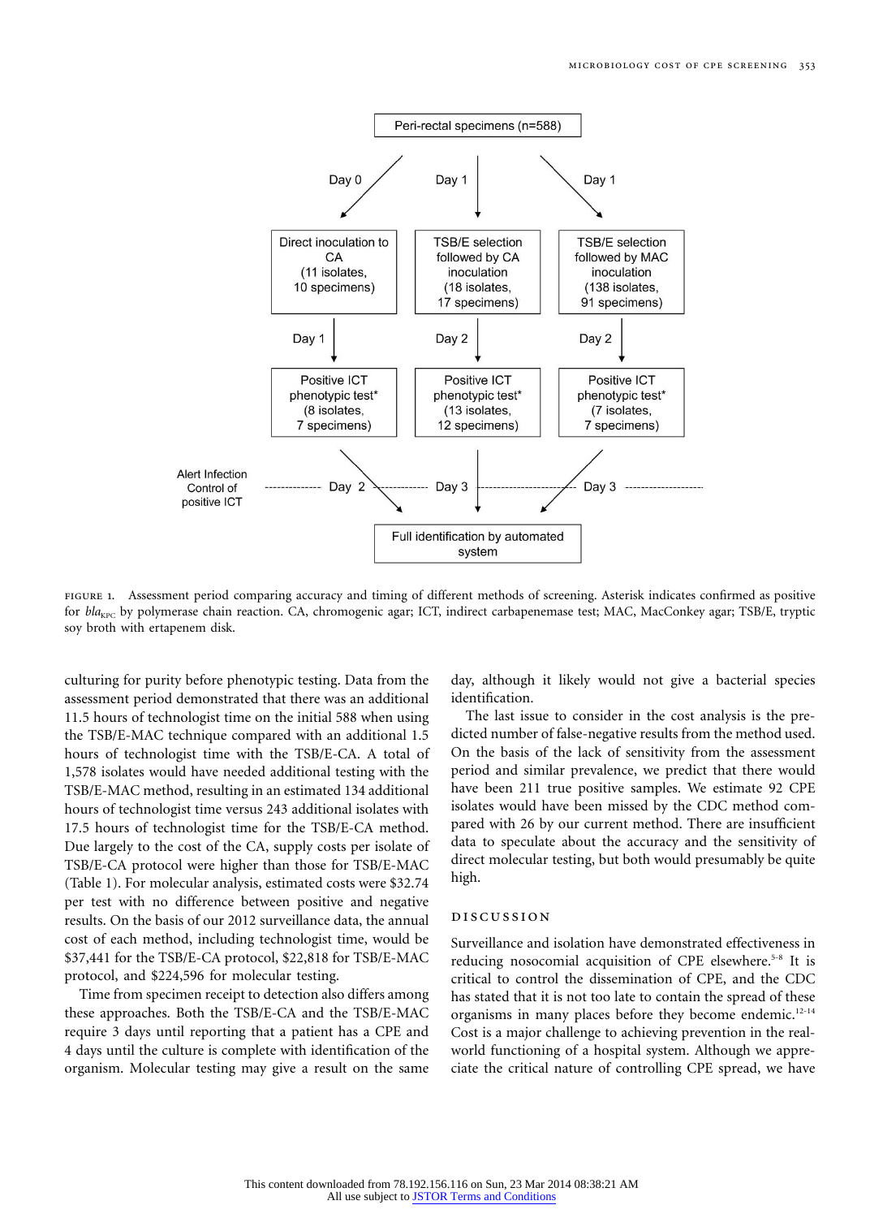FIGURE 1. Assessment period comparing accuracy and timing of different methods of screening. Asterisk indicates confirmed as positive for $bla_{KPC}$ by polymerase chain reaction. CA, chromogenic agar; ICT, indirect carbapenemase test; MAC, MacConkey agar; TSB/E, tryptic soy broth with ertapenem disk.

culturing for purity before phenotypic testing. Data from the assessment period demonstrated that there was an additional 11.5 hours of technologist time on the initial 588 when using the TSB/E-MAC technique compared with an additional 1.5 hours of technologist time with the TSB/E-CA. A total of 1,578 isolates would have needed additional testing with the TSB/E-MAC method, resulting in an estimated 134 additional hours of technologist time versus 243 additional isolates with 17.5 hours of technologist time for the TSB/E-CA method. Due largely to the cost of the CA, supply costs per isolate of TSB/E-CA protocol were higher than those for TSB/E-MAC (Table 1). For molecular analysis, estimated costs were $32.74 per test with no difference between positive and negative results. On the basis of our 2012 surveillance data, the annual cost of each method, including technologist time, would be $37,441 for the TSB/E-CA protocol, $22,818 for TSB/E-MAC protocol, and $224,596 for molecular testing.

Time from specimen receipt to detection also differs among these approaches. Both the TSB/E-CA and the TSB/E-MAC require 3 days until reporting that a patient has a CPE and 4 days until the culture is complete with identification of the organism. Molecular testing may give a result on the same day, although it likely would not give a bacterial species identification.

The last issue to consider in the cost analysis is the predicted number of false-negative results from the method used. On the basis of the lack of sensitivity from the assessment period and similar prevalence, we predict that there would have been 211 true positive samples. We estimate 92 CPE isolates would have been missed by the CDC method compared with 26 by our current method. There are insufficient data to speculate about the accuracy and the sensitivity of direct molecular testing, but both would presumably be quite high.

## DISCUSSION

Surveillance and isolation have demonstrated effectiveness in reducing nosocomial acquisition of CPE elsewhere.[5-8] It is critical to control the dissemination of CPE, and the CDC has stated that it is not too late to contain the spread of these organisms in many places before they become endemic.[12-14] Cost is a major challenge to achieving prevention in the real-world functioning of a hospital system. Although we appreciate the critical nature of controlling CPE spread, we have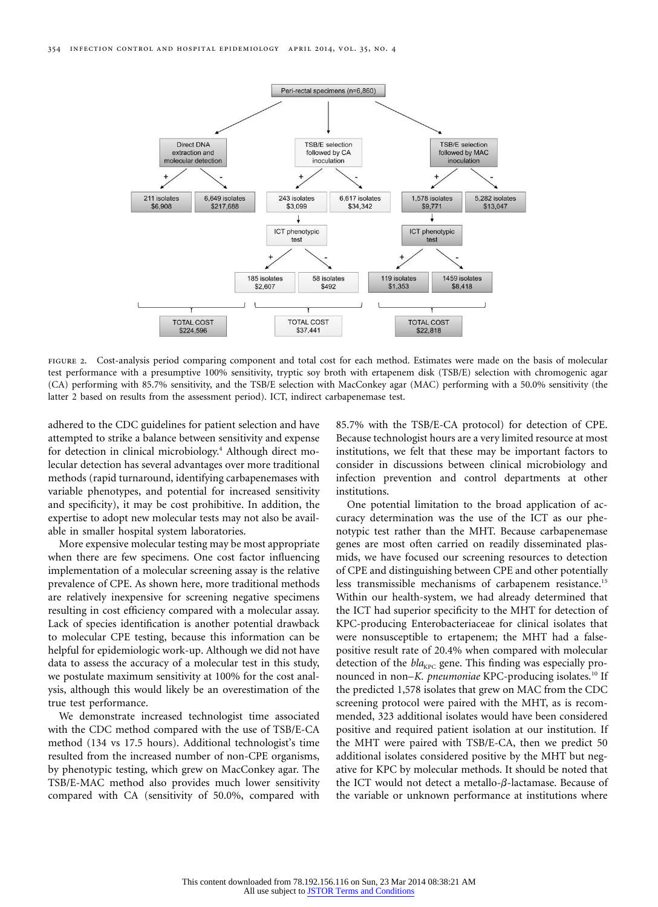Peri-rectal specimens (n=6,860)

Direct DNA extraction and molecular detection
- +: 211 isolates $6,908
- -: 6,649 isolates $217,688
- TOTAL COST $224,596

TSB/E selection followed by CA inoculation
- +: 243 isolates $3,099 → ICT phenotypic test
  - +: 185 isolates $2,607
  - -: 58 isolates $492
- -: 6,617 isolates $34,342
- TOTAL COST $37,441

TSB/E selection followed by MAC inoculation
- +: 1,578 isolates $9,771 → ICT phenotypic test
  - +: 119 isolates $1,353
  - -: 1459 isolates $8,418
- -: 5,282 isolates $13,047
- TOTAL COST $22,818

FIGURE 2. Cost-analysis period comparing component and total cost for each method. Estimates were made on the basis of molecular test performance with a presumptive 100% sensitivity, tryptic soy broth with ertapenem disk (TSB/E) selection with chromogenic agar (CA) performing with 85.7% sensitivity, and the TSB/E selection with MacConkey agar (MAC) performing with a 50.0% sensitivity (the latter 2 based on results from the assessment period). ICT, indirect carbapenemase test.

adhered to the CDC guidelines for patient selection and have attempted to strike a balance between sensitivity and expense for detection in clinical microbiology.[4] Although direct molecular detection has several advantages over more traditional methods (rapid turnaround, identifying carbapenemases with variable phenotypes, and potential for increased sensitivity and specificity), it may be cost prohibitive. In addition, the expertise to adopt new molecular tests may not also be available in smaller hospital system laboratories.

More expensive molecular testing may be most appropriate when there are few specimens. One cost factor influencing implementation of a molecular screening assay is the relative prevalence of CPE. As shown here, more traditional methods are relatively inexpensive for screening negative specimens resulting in cost efficiency compared with a molecular assay. Lack of species identification is another potential drawback to molecular CPE testing, because this information can be helpful for epidemiologic work-up. Although we did not have data to assess the accuracy of a molecular test in this study, we postulate maximum sensitivity at 100% for the cost analysis, although this would likely be an overestimation of the true test performance.

We demonstrate increased technologist time associated with the CDC method compared with the use of TSB/E-CA method (134 vs 17.5 hours). Additional technologist's time resulted from the increased number of non-CPE organisms, by phenotypic testing, which grew on MacConkey agar. The TSB/E-MAC method also provides much lower sensitivity compared with CA (sensitivity of 50.0%, compared with 85.7% with the TSB/E-CA protocol) for detection of CPE. Because technologist hours are a very limited resource at most institutions, we felt that these may be important factors to consider in discussions between clinical microbiology and infection prevention and control departments at other institutions.

One potential limitation to the broad application of accuracy determination was the use of the ICT as our phenotypic test rather than the MHT. Because carbapenemase genes are most often carried on readily disseminated plasmids, we have focused our screening resources to detection of CPE and distinguishing between CPE and other potentially less transmissible mechanisms of carbapenem resistance.[15] Within our health-system, we had already determined that the ICT had superior specificity to the MHT for detection of KPC-producing Enterobacteriaceae for clinical isolates that were nonsusceptible to ertapenem; the MHT had a false-positive result rate of 20.4% when compared with molecular detection of the $bla_{KPC}$ gene. This finding was especially pronounced in non–*K. pneumoniae* KPC-producing isolates.[10] If the predicted 1,578 isolates that grew on MAC from the CDC screening protocol were paired with the MHT, as is recommended, 323 additional isolates would have been considered positive and required patient isolation at our institution. If the MHT were paired with TSB/E-CA, then we predict 50 additional isolates considered positive by the MHT but negative for KPC by molecular methods. It should be noted that the ICT would not detect a metallo-$\beta$-lactamase. Because of the variable or unknown performance at institutions where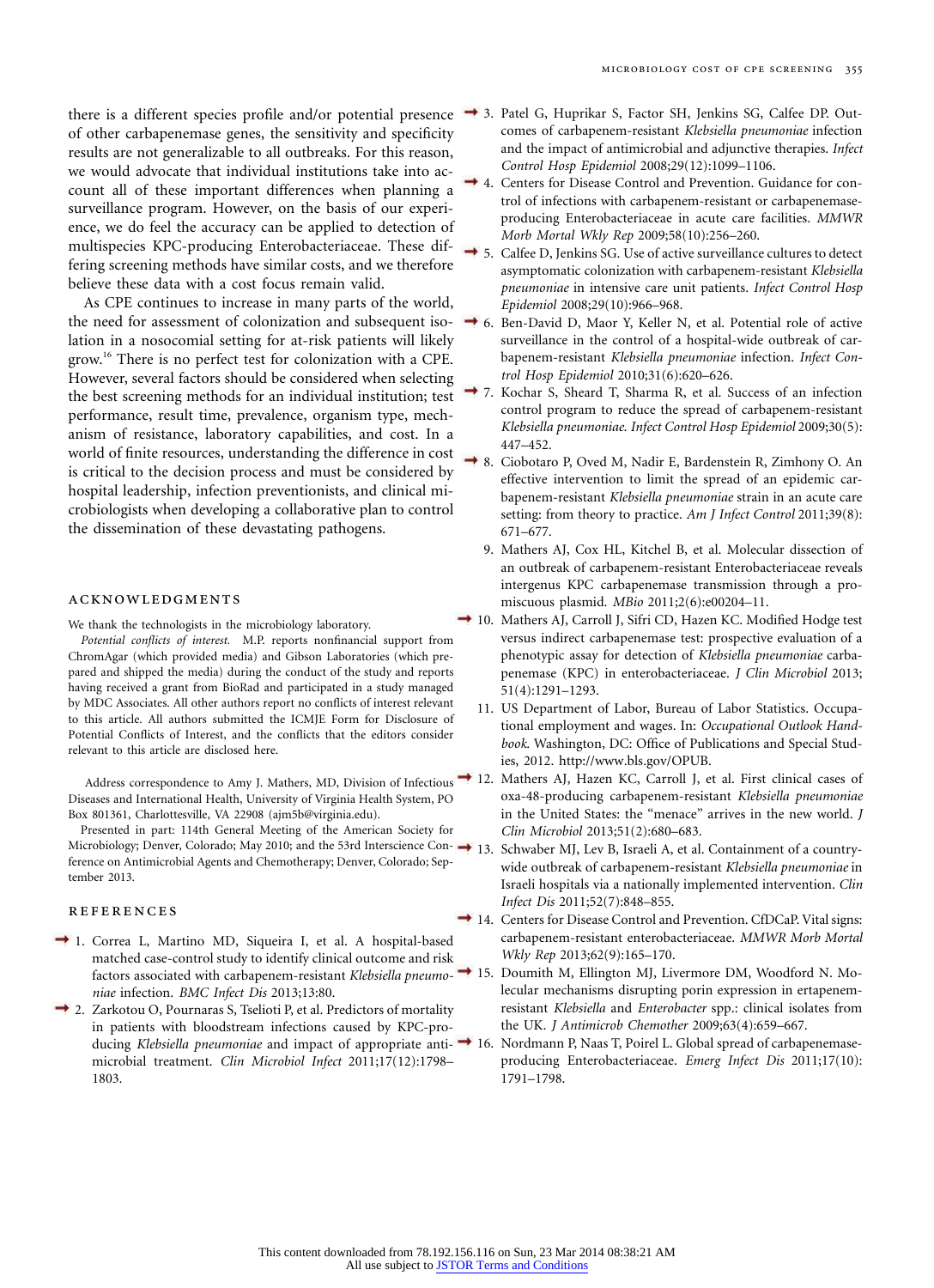there is a different species profile and/or potential presence of other carbapenemase genes, the sensitivity and specificity results are not generalizable to all outbreaks. For this reason, we would advocate that individual institutions take into account all of these important differences when planning a surveillance program. However, on the basis of our experience, we do feel the accuracy can be applied to detection of multispecies KPC-producing Enterobacteriaceae. These differing screening methods have similar costs, and we therefore believe these data with a cost focus remain valid.

As CPE continues to increase in many parts of the world, the need for assessment of colonization and subsequent isolation in a nosocomial setting for at-risk patients will likely grow.[16] There is no perfect test for colonization with a CPE. However, several factors should be considered when selecting the best screening methods for an individual institution; test performance, result time, prevalence, organism type, mechanism of resistance, laboratory capabilities, and cost. In a world of finite resources, understanding the difference in cost is critical to the decision process and must be considered by hospital leadership, infection preventionists, and clinical microbiologists when developing a collaborative plan to control the dissemination of these devastating pathogens.

## ACKNOWLEDGMENTS

We thank the technologists in the microbiology laboratory.

*Potential conflicts of interest.* M.P. reports nonfinancial support from ChromAgar (which provided media) and Gibson Laboratories (which prepared and shipped the media) during the conduct of the study and reports having received a grant from BioRad and participated in a study managed by MDC Associates. All other authors report no conflicts of interest relevant to this article. All authors submitted the ICMJE Form for Disclosure of Potential Conflicts of Interest, and the conflicts that the editors consider relevant to this article are disclosed here.

Address correspondence to Amy J. Mathers, MD, Division of Infectious Diseases and International Health, University of Virginia Health System, PO Box 801361, Charlottesville, VA 22908 (ajm5b@virginia.edu).

Presented in part: 114th General Meeting of the American Society for Microbiology; Denver, Colorado; May 2010; and the 53rd Interscience Conference on Antimicrobial Agents and Chemotherapy; Denver, Colorado; September 2013.

## REFERENCES

1. Correa L, Martino MD, Siqueira I, et al. A hospital-based matched case-control study to identify clinical outcome and risk factors associated with carbapenem-resistant *Klebsiella pneumoniae* infection. *BMC Infect Dis* 2013;13:80.
2. Zarkotou O, Pournaras S, Tselioti P, et al. Predictors of mortality in patients with bloodstream infections caused by KPC-producing *Klebsiella pneumoniae* and impact of appropriate antimicrobial treatment. *Clin Microbiol Infect* 2011;17(12):1798–1803.
3. Patel G, Huprikar S, Factor SH, Jenkins SG, Calfee DP. Outcomes of carbapenem-resistant *Klebsiella pneumoniae* infection and the impact of antimicrobial and adjunctive therapies. *Infect Control Hosp Epidemiol* 2008;29(12):1099–1106.
4. Centers for Disease Control and Prevention. Guidance for control of infections with carbapenem-resistant or carbapenemase-producing Enterobacteriaceae in acute care facilities. *MMWR Morb Mortal Wkly Rep* 2009;58(10):256–260.
5. Calfee D, Jenkins SG. Use of active surveillance cultures to detect asymptomatic colonization with carbapenem-resistant *Klebsiella pneumoniae* in intensive care unit patients. *Infect Control Hosp Epidemiol* 2008;29(10):966–968.
6. Ben-David D, Maor Y, Keller N, et al. Potential role of active surveillance in the control of a hospital-wide outbreak of carbapenem-resistant *Klebsiella pneumoniae* infection. *Infect Control Hosp Epidemiol* 2010;31(6):620–626.
7. Kochar S, Sheard T, Sharma R, et al. Success of an infection control program to reduce the spread of carbapenem-resistant *Klebsiella pneumoniae*. *Infect Control Hosp Epidemiol* 2009;30(5):447–452.
8. Ciobotaro P, Oved M, Nadir E, Bardenstein R, Zimhony O. An effective intervention to limit the spread of an epidemic carbapenem-resistant *Klebsiella pneumoniae* strain in an acute care setting: from theory to practice. *Am J Infect Control* 2011;39(8):671–677.
9. Mathers AJ, Cox HL, Kitchel B, et al. Molecular dissection of an outbreak of carbapenem-resistant Enterobacteriaceae reveals intergenus KPC carbapenemase transmission through a promiscuous plasmid. *MBio* 2011;2(6):e00204–11.
10. Mathers AJ, Carroll J, Sifri CD, Hazen KC. Modified Hodge test versus indirect carbapenemase test: prospective evaluation of a phenotypic assay for detection of *Klebsiella pneumoniae* carbapenemase (KPC) in enterobacteriaceae. *J Clin Microbiol* 2013;51(4):1291–1293.
11. US Department of Labor, Bureau of Labor Statistics. Occupational employment and wages. In: *Occupational Outlook Handbook.* Washington, DC: Office of Publications and Special Studies, 2012. http://www.bls.gov/OPUB.
12. Mathers AJ, Hazen KC, Carroll J, et al. First clinical cases of oxa-48-producing carbapenem-resistant *Klebsiella pneumoniae* in the United States: the "menace" arrives in the new world. *J Clin Microbiol* 2013;51(2):680–683.
13. Schwaber MJ, Lev B, Israeli A, et al. Containment of a country-wide outbreak of carbapenem-resistant *Klebsiella pneumoniae* in Israeli hospitals via a nationally implemented intervention. *Clin Infect Dis* 2011;52(7):848–855.
14. Centers for Disease Control and Prevention. CfDCaP. Vital signs: carbapenem-resistant enterobacteriaceae. *MMWR Morb Mortal Wkly Rep* 2013;62(9):165–170.
15. Doumith M, Ellington MJ, Livermore DM, Woodford N. Molecular mechanisms disrupting porin expression in ertapenem-resistant *Klebsiella* and *Enterobacter* spp.: clinical isolates from the UK. *J Antimicrob Chemother* 2009;63(4):659–667.
16. Nordmann P, Naas T, Poirel L. Global spread of carbapenemase-producing Enterobacteriaceae. *Emerg Infect Dis* 2011;17(10):1791–1798.